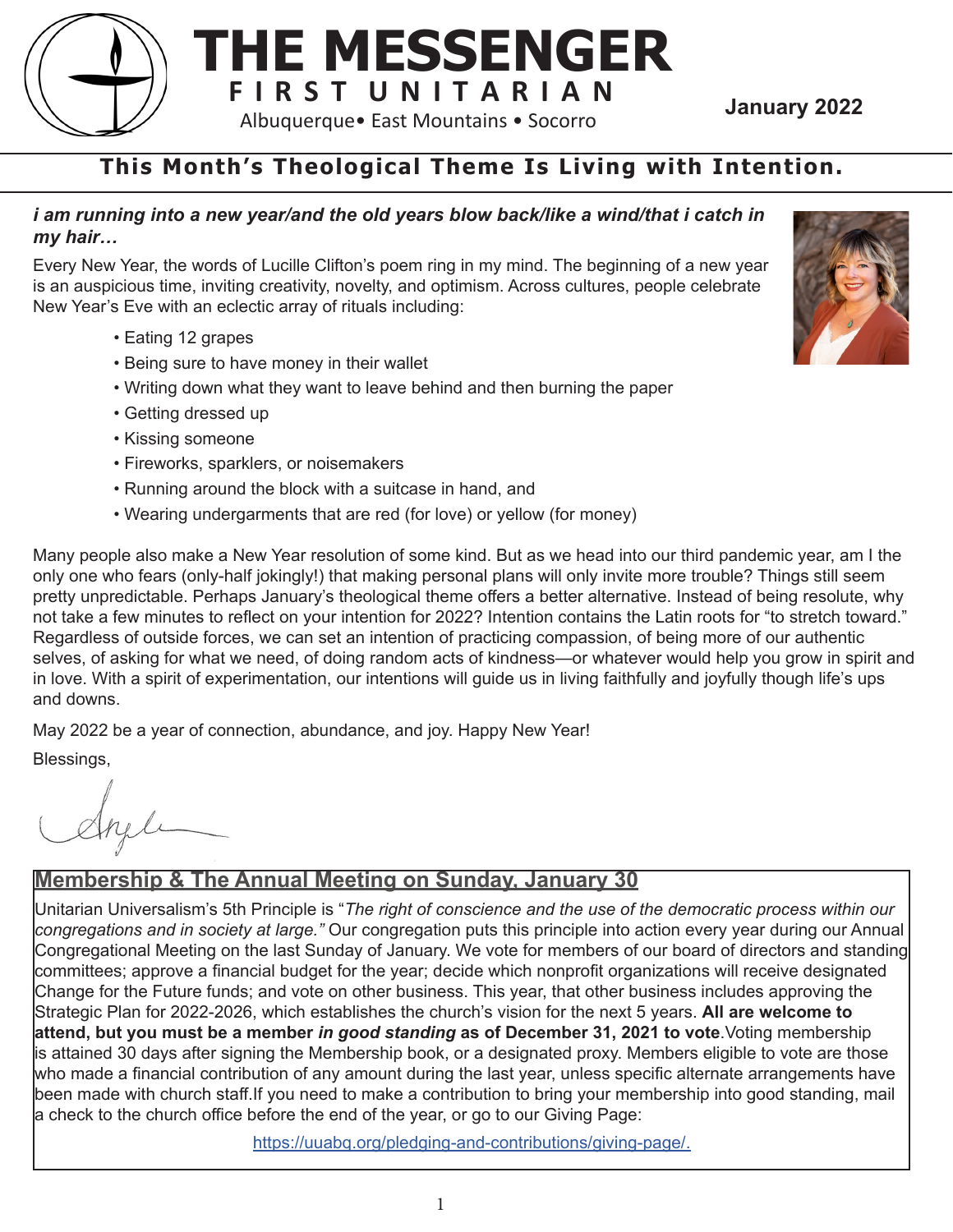# THE MESSENGER

**FIRST UNITARIAN**

Albuquerque• East Mountains • Socorro

**January 2022**

## This Month's Theological Theme Is Living with Intention.

***i am running into a new year/and the old years blow back/like a wind/that i catch in my hair…***

Every New Year, the words of Lucille Clifton's poem ring in my mind. The beginning of a new year is an auspicious time, inviting creativity, novelty, and optimism. Across cultures, people celebrate New Year's Eve with an eclectic array of rituals including:

- Eating 12 grapes
- Being sure to have money in their wallet
- Writing down what they want to leave behind and then burning the paper
- Getting dressed up
- Kissing someone
- Fireworks, sparklers, or noisemakers
- Running around the block with a suitcase in hand, and
- Wearing undergarments that are red (for love) or yellow (for money)

Many people also make a New Year resolution of some kind. But as we head into our third pandemic year, am I the only one who fears (only-half jokingly!) that making personal plans will only invite more trouble? Things still seem pretty unpredictable. Perhaps January's theological theme offers a better alternative. Instead of being resolute, why not take a few minutes to reflect on your intention for 2022? Intention contains the Latin roots for "to stretch toward." Regardless of outside forces, we can set an intention of practicing compassion, of being more of our authentic selves, of asking for what we need, of doing random acts of kindness—or whatever would help you grow in spirit and in love. With a spirit of experimentation, our intentions will guide us in living faithfully and joyfully though life's ups and downs.

May 2022 be a year of connection, abundance, and joy. Happy New Year!

Blessings,

Angela

## Membership & The Annual Meeting on Sunday, January 30

Unitarian Universalism's 5th Principle is "*The right of conscience and the use of the democratic process within our congregations and in society at large.*" Our congregation puts this principle into action every year during our Annual Congregational Meeting on the last Sunday of January. We vote for members of our board of directors and standing committees; approve a financial budget for the year; decide which nonprofit organizations will receive designated Change for the Future funds; and vote on other business. This year, that other business includes approving the Strategic Plan for 2022-2026, which establishes the church's vision for the next 5 years. **All are welcome to attend, but you must be a member *in good standing* as of December 31, 2021 to vote**.Voting membership is attained 30 days after signing the Membership book, or a designated proxy. Members eligible to vote are those who made a financial contribution of any amount during the last year, unless specific alternate arrangements have been made with church staff.If you need to make a contribution to bring your membership into good standing, mail a check to the church office before the end of the year, or go to our Giving Page:

https://uuabq.org/pledging-and-contributions/giving-page/.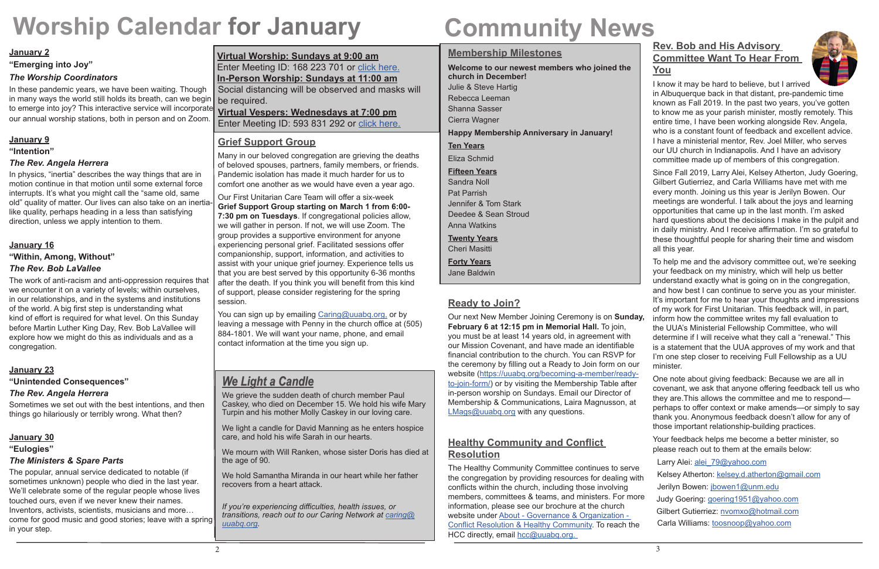# Worship Calendar for January

**January 2**

**"Emerging into Joy"**

***The Worship Coordinators***

In these pandemic years, we have been waiting. Though in many ways the world still holds its breath, can we begin to emerge into joy? This interactive service will incorporate our annual worship stations, both in person and on Zoom.

**January 9**

**"Intention"**

***The Rev. Angela Herrera***

In physics, "inertia" describes the way things that are in motion continue in that motion until some external force interrupts. It's what you might call the "same old, same old" quality of matter. Our lives can also take on an inertia-like quality, perhaps heading in a less than satisfying direction, unless we apply intention to them.

**January 16**

**"Within, Among, Without"**

***The Rev. Bob LaVallee***

The work of anti-racism and anti-oppression requires that we encounter it on a variety of levels; within ourselves, in our relationships, and in the systems and institutions of the world. A big first step is understanding what kind of effort is required for what level. On this Sunday before Martin Luther King Day, Rev. Bob LaVallee will explore how we might do this as individuals and as a congregation.

**January 23**

**"Unintended Consequences"**

***The Rev. Angela Herrera***

Sometimes we set out with the best intentions, and then things go hilariously or terribly wrong. What then?

**January 30**

**"Eulogies"**

***The Ministers & Spare Parts***

The popular, annual service dedicated to notable (if sometimes unknown) people who died in the last year. We'll celebrate some of the regular people whose lives touched ours, even if we never knew their names. Inventors, activists, scientists, musicians and more… come for good music and good stories; leave with a spring in your step.

**Virtual Worship: Sundays at 9:00 am**
Enter Meeting ID: 168 223 701 or click here.
**In-Person Worship: Sundays at 11:00 am**
Social distancing will be observed and masks will be required.
**Virtual Vespers: Wednesdays at 7:00 pm**
Enter Meeting ID: 593 831 292 or click here.

## Grief Support Group

Many in our beloved congregation are grieving the deaths of beloved spouses, partners, family members, or friends. Pandemic isolation has made it much harder for us to comfort one another as we would have even a year ago.

Our First Unitarian Care Team will offer a six-week **Grief Support Group starting on March 1 from 6:00-7:30 pm on Tuesdays**. If congregational policies allow, we will gather in person. If not, we will use Zoom. The group provides a supportive environment for anyone experiencing personal grief. Facilitated sessions offer companionship, support, information, and activities to assist with your unique grief journey. Experience tells us that you are best served by this opportunity 6-36 months after the death. If you think you will benefit from this kind of support, please consider registering for the spring session.

You can sign up by emailing Caring@uuabq.org. or by leaving a message with Penny in the church office at (505) 884-1801. We will want your name, phone, and email contact information at the time you sign up.

## *We Light a Candle*

We grieve the sudden death of church member Paul Caskey, who died on December 15. We hold his wife Mary Turpin and his mother Molly Caskey in our loving care.

We light a candle for David Manning as he enters hospice care, and hold his wife Sarah in our hearts.

We mourn with Will Ranken, whose sister Doris has died at the age of 90.

We hold Samantha Miranda in our heart while her father recovers from a heart attack.

*If you're experiencing difficulties, health issues, or transitions, reach out to our Caring Network at caring@uuabq.org.*

# Community News

## Membership Milestones

**Welcome to our newest members who joined the church in December!**

Julie & Steve Hartig
Rebecca Leeman
Shanna Sasser
Cierra Wagner

**Happy Membership Anniversary in January!**

**Ten Years**
Eliza Schmid

**Fifteen Years**
Sandra Noll
Pat Parrish
Jennifer & Tom Stark
Deedee & Sean Stroud
Anna Watkins

**Twenty Years**
Cheri Masitti

**Forty Years**
Jane Baldwin

## Ready to Join?

Our next New Member Joining Ceremony is on **Sunday, February 6 at 12:15 pm in Memorial Hall.** To join, you must be at least 14 years old, in agreement with our Mission Covenant, and have made an identifiable financial contribution to the church. You can RSVP for the ceremony by filling out a Ready to Join form on our website (https://uuabq.org/becoming-a-member/ready-to-join-form/) or by visiting the Membership Table after in-person worship on Sundays. Email our Director of Membership & Communications, Laira Magnusson, at LMags@uuabq.org with any questions.

## Healthy Community and Conflict Resolution

The Healthy Community Committee continues to serve the congregation by providing resources for dealing with conflicts within the church, including those involving members, committees & teams, and ministers. For more information, please see our brochure at the church website under About - Governance & Organization - Conflict Resolution & Healthy Community. To reach the HCC directly, email hcc@uuabq.org.

## Rev. Bob and His Advisory Committee Want To Hear From You

I know it may be hard to believe, but I arrived in Albuquerque back in that distant, pre-pandemic time known as Fall 2019. In the past two years, you've gotten to know me as your parish minister, mostly remotely. This entire time, I have been working alongside Rev. Angela, who is a constant fount of feedback and excellent advice. I have a ministerial mentor, Rev. Joel Miller, who serves our UU church in Indianapolis. And I have an advisory committee made up of members of this congregation.

Since Fall 2019, Larry Alei, Kelsey Atherton, Judy Goering, Gilbert Gutierriez, and Carla Williams have met with me every month. Joining us this year is Jerilyn Bowen. Our meetings are wonderful. I talk about the joys and learning opportunities that came up in the last month. I'm asked hard questions about the decisions I make in the pulpit and in daily ministry. And I receive affirmation. I'm so grateful to these thoughtful people for sharing their time and wisdom all this year.

To help me and the advisory committee out, we're seeking your feedback on my ministry, which will help us better understand exactly what is going on in the congregation, and how best I can continue to serve you as your minister. It's important for me to hear your thoughts and impressions of my work for First Unitarian. This feedback will, in part, inform how the committee writes my fall evaluation to the UUA's Ministerial Fellowship Committee, who will determine if I will receive what they call a "renewal." This is a statement that the UUA approves of my work and that I'm one step closer to receiving Full Fellowship as a UU minister.

One note about giving feedback: Because we are all in covenant, we ask that anyone offering feedback tell us who they are.This allows the committee and me to respond—perhaps to offer context or make amends—or simply to say thank you. Anonymous feedback doesn't allow for any of those important relationship-building practices.

Your feedback helps me become a better minister, so please reach out to them at the emails below:

Larry Alei: alei_79@yahoo.com
Kelsey Atherton: kelsey.d.atherton@gmail.com
Jerilyn Bowen: jbowen1@unm.edu
Judy Goering: goering1951@yahoo.com
Gilbert Gutierriez: nvomxo@hotmail.com
Carla Williams: toosnoop@yahoo.com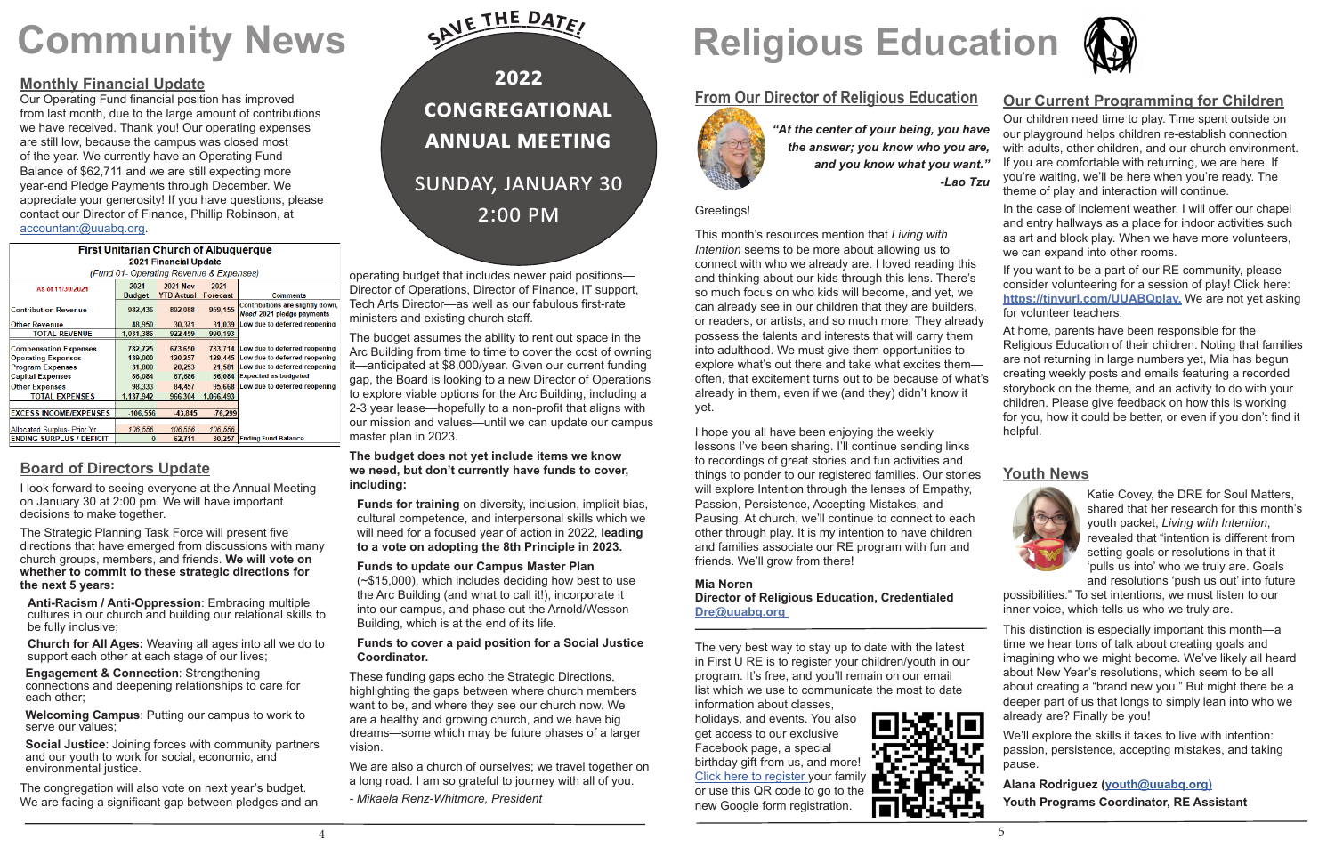# Community News

## Monthly Financial Update

Our Operating Fund financial position has improved from last month, due to the large amount of contributions we have received. Thank you! Our operating expenses are still low, because the campus was closed most of the year. We currently have an Operating Fund Balance of $62,711 and we are still expecting more year-end Pledge Payments through December. We appreciate your generosity! If you have questions, please contact our Director of Finance, Phillip Robinson, at accountant@uuabq.org.

**First Unitarian Church of Albuquerque**
**2021 Financial Update**
*(Fund 01- Operating Revenue & Expenses)*

| As of 11/30/2021 | 2021 Budget | 2021 Nov YTD Actual | 2021 Forecast | Comments |
|---|---|---|---|---|
| Contribution Revenue | 982,436 | 892,088 | 959,155 | Contributions are slightly down, Need 2021 pledge payments |
| Other Revenue | 48,950 | 30,371 | 31,039 | Low due to deferred reopening |
| TOTAL REVENUE | 1,031,386 | 922,459 | 990,193 | |
| Compensation Expenses | 782,725 | 673,650 | 733,714 | Low due to deferred reopening |
| Operating Expenses | 139,000 | 120,257 | 129,445 | Low due to deferred reopening |
| Program Expenses | 31,800 | 20,253 | 21,581 | Low due to deferred reopening |
| Capital Expenses | 86,084 | 67,686 | 86,084 | Expected as budgeted |
| Other Expenses | 98,333 | 84,457 | 95,668 | Low due to deferred reopening |
| TOTAL EXPENSES | 1,137,942 | 966,304 | 1,066,493 | |
| EXCESS INCOME/EXPENSES | -106,556 | -43,845 | -76,299 | |
| Allocated Surplus- Prior Yr | 106,556 | 106,556 | 106,556 | |
| ENDING SURPLUS / DEFICIT | 0 | 62,711 | 30,257 | Ending Fund Balance |

## Board of Directors Update

I look forward to seeing everyone at the Annual Meeting on January 30 at 2:00 pm. We will have important decisions to make together.

The Strategic Planning Task Force will present five directions that have emerged from discussions with many church groups, members, and friends. **We will vote on whether to commit to these strategic directions for the next 5 years:**

**Anti-Racism / Anti-Oppression**: Embracing multiple cultures in our church and building our relational skills to be fully inclusive;

**Church for All Ages:** Weaving all ages into all we do to support each other at each stage of our lives;

**Engagement & Connection**: Strengthening connections and deepening relationships to care for each other;

**Welcoming Campus**: Putting our campus to work to serve our values;

**Social Justice**: Joining forces with community partners and our youth to work for social, economic, and environmental justice.

The congregation will also vote on next year's budget. We are facing a significant gap between pledges and an operating budget that includes newer paid positions—Director of Operations, Director of Finance, IT support, Tech Arts Director—as well as our fabulous first-rate ministers and existing church staff.

The budget assumes the ability to rent out space in the Arc Building from time to time to cover the cost of owning it—anticipated at $8,000/year. Given our current funding gap, the Board is looking to a new Director of Operations to explore viable options for the Arc Building, including a 2-3 year lease—hopefully to a non-profit that aligns with our mission and values—until we can update our campus master plan in 2023.

**The budget does not yet include items we know we need, but don't currently have funds to cover, including:**

**Funds for training** on diversity, inclusion, implicit bias, cultural competence, and interpersonal skills which we will need for a focused year of action in 2022, **leading to a vote on adopting the 8th Principle in 2023.**

**Funds to update our Campus Master Plan** (~$15,000), which includes deciding how best to use the Arc Building (and what to call it!), incorporate it into our campus, and phase out the Arnold/Wesson Building, which is at the end of its life.

**Funds to cover a paid position for a Social Justice Coordinator.**

These funding gaps echo the Strategic Directions, highlighting the gaps between where church members want to be, and where they see our church now. We are a healthy and growing church, and we have big dreams—some which may be future phases of a larger vision.

We are also a church of ourselves; we travel together on a long road. I am so grateful to journey with all of you.

*- Mikaela Renz-Whitmore, President*

**SAVE THE DATE!**

**2022 CONGREGATIONAL ANNUAL MEETING**

SUNDAY, JANUARY 30
2:00 PM

# Religious Education

## From Our Director of Religious Education

***"At the center of your being, you have the answer; you know who you are, and you know what you want." -Lao Tzu***

Greetings!

This month's resources mention that *Living with Intention* seems to be more about allowing us to connect with who we already are. I loved reading this and thinking about our kids through this lens. There's so much focus on who kids will become, and yet, we can already see in our children that they are builders, or readers, or artists, and so much more. They already possess the talents and interests that will carry them into adulthood. We must give them opportunities to explore what's out there and take what excites them—often, that excitement turns out to be because of what's already in them, even if we (and they) didn't know it yet.

I hope you all have been enjoying the weekly lessons I've been sharing. I'll continue sending links to recordings of great stories and fun activities and things to ponder to our registered families. Our stories will explore Intention through the lenses of Empathy, Passion, Persistence, Accepting Mistakes, and Pausing. At church, we'll continue to connect to each other through play. It is my intention to have children and families associate our RE program with fun and friends. We'll grow from there!

**Mia Noren**
**Director of Religious Education, Credentialed**
Dre@uuabq.org

The very best way to stay up to date with the latest in First U RE is to register your children/youth in our program. It's free, and you'll remain on our email list which we use to communicate the most to date information about classes, holidays, and events. You also get access to our exclusive Facebook page, a special birthday gift from us, and more! Click here to register your family or use this QR code to go to the new Google form registration.

## Our Current Programming for Children

Our children need time to play. Time spent outside on our playground helps children re-establish connection with adults, other children, and our church environment. If you are comfortable with returning, we are here. If you're waiting, we'll be here when you're ready. The theme of play and interaction will continue.

In the case of inclement weather, I will offer our chapel and entry hallways as a place for indoor activities such as art and block play. When we have more volunteers, we can expand into other rooms.

If you want to be a part of our RE community, please consider volunteering for a session of play! Click here: **https://tinyurl.com/UUABQplay.** We are not yet asking for volunteer teachers.

At home, parents have been responsible for the Religious Education of their children. Noting that families are not returning in large numbers yet, Mia has begun creating weekly posts and emails featuring a recorded storybook on the theme, and an activity to do with your children. Please give feedback on how this is working for you, how it could be better, or even if you don't find it helpful.

## Youth News

Katie Covey, the DRE for Soul Matters, shared that her research for this month's youth packet, *Living with Intention*, revealed that "intention is different from setting goals or resolutions in that it 'pulls us into' who we truly are. Goals and resolutions 'push us out' into future possibilities." To set intentions, we must listen to our inner voice, which tells us who we truly are.

This distinction is especially important this month—a time we hear tons of talk about creating goals and imagining who we might become. We've likely all heard about New Year's resolutions, which seem to be all about creating a "brand new you." But might there be a deeper part of us that longs to simply lean into who we already are? Finally be you!

We'll explore the skills it takes to live with intention: passion, persistence, accepting mistakes, and taking pause.

**Alana Rodriguez (youth@uuabq.org)**
**Youth Programs Coordinator, RE Assistant**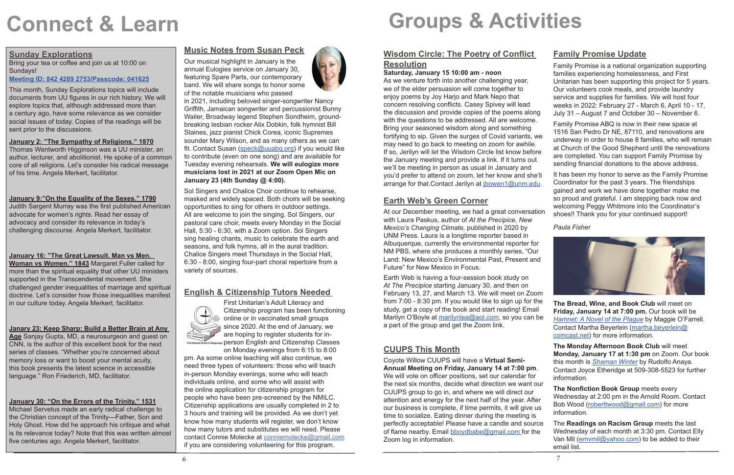# Connect & Learn

## Sunday Explorations

Bring your tea or coffee and join us at 10:00 on Sundays!

Meeting ID: 842 4289 2753/Passcode: 041625

This month, Sunday Explorations topics will include documents from UU figures in our rich history. We will explore topics that, although addressed more than a century ago, have some relevance as we consider social issues of today. Copies of the readings will be sent prior to the discussions.

**January 2: "The Sympathy of Religions." 1870** Thomas Wentworth Higginson was a UU minister, an author, lecturer, and abolitionist. He spoke of a common core of all religions. Let's consider his radical message of his time. Angela Merkert, facilitator.

**January 9:"On the Equality of the Sexes." 1790** Judith Sargent Murray was the first published American advocate for women's rights. Read her essay of advocacy and consider its relevance in today's challenging discourse. Angela Merkert, facilitator.

**January 16: "The Great Lawsuit. Man vs Men. Woman vs Women." 1843** Margaret Fuller called for more than the spiritual equality that other UU ministers supported in the Transcendental movement. She challenged gender inequalities of marriage and spiritual doctrine. Let's consider how those inequalities manifest in our culture today. Angela Merkert, facilitator.

**Janary 23: Keep Sharp: Build a Better Brain at Any Age** Sanjay Gupta, MD, a neurosurgeon and guest on CNN, is the author of this excellent book for the next series of classes. "Whether you're concerned about memory loss or want to boost your mental acuity, this book presents the latest science in accessible language." Ron Friederich, MD, facilitator.

**January 30: "On the Errors of the Trinity," 1531** Michael Servetus made an early radical challenge to the Christian concept of the Trinity—Father, Son and Holy Ghost. How did he approach his critique and what is its relevance today? Note that this was written almost five centuries ago. Angela Merkert, facilitator.

## Music Notes from Susan Peck

Our musical highlight in January is the annual Eulogies service on January 30, featuring Spare Parts, our contemporary band. We will share songs to honor some of the notable musicians who passed in 2021, including beloved singer-songwriter Nancy Griffith, Jamaican songwriter and percussionist Bunny Wailer, Broadway legend Stephen Sondheim, ground-breaking lesbian rocker Alix Dobkin, folk hymnist Bill Staines, jazz pianist Chick Corea, iconic Supremes sounder Mary Wilson, and as many others as we can fit. Contact Susan (speck@uuabq.org) if you would like to contribute (even on one song) and are available for Tuesday evening rehearsals. **We will eulogize more musicians lost in 2021 at our Zoom Open Mic on January 23 (4th Sunday @ 4:00).**

Sol Singers and Chalice Choir continue to rehearse, masked and widely spaced. Both choirs will be seeking opportunities to sing for others in outdoor settings. All are welcome to join the singing. Sol Singers, our pastoral care choir, meets every Monday in the Social Hall, 5:30 - 6:30, with a Zoom option. Sol Singers sing healing chants, music to celebrate the earth and seasons, and folk hymns, all in the aural tradition. Chalice Singers meet Thursdays in the Social Hall, 6:30 - 8:00, singing four-part choral repertoire from a variety of sources.

## English & Citizenship Tutors Needed

First Unitarian's Adult Literacy and Citizenship program has been functioning online or in vaccinated small groups since 2020. At the end of January, we are hoping to register students for in-person English and Citizenship Classes on Monday evenings from 6:15 to 8:00 pm. As some online teaching will also continue, we need three types of volunteers: those who will teach in-person Monday evenings, some who will teach individuals online, and some who will assist with the online application for citizenship program for people who have been pre-screened by the NMILC. Citizenship applications are usually completed in 2 to 3 hours and training will be provided. As we don't yet know how many students will register, we don't know how many tutors and substitutes we will need. Please contact Connie Molecke at conniemolecke@gmail.com if you are considering volunteering for this program.

# Groups & Activities

## Wisdom Circle: The Poetry of Conflict Resolution

**Saturday, January 15 10:00 am - noon**

As we venture forth into another challenging year, we of the elder persuasion will come together to enjoy poems by Joy Harjo and Mark Nepo that concern resolving conflicts. Casey Spivey will lead the discussion and provide copies of the poems along with the questions to be addressed. All are welcome. Bring your seasoned wisdom along and something fortifying to sip. Given the surges of Covid variants, we may need to go back to meeting on zoom for awhile. If so, Jerilyn will let the Wisdom Circle list know before the January meeting and provide a link. If it turns out we'll be meeting in person as usual in January and you'd prefer to attend on zoom, let her know and she'll arrange for that.Contact Jerilyn at jbowen1@unm.edu.

## Earth Web's Green Corner

At our December meeting, we had a great conversation with Laura Paskus, author of *At the Precipice, New Mexico's Changing Climate,* published in 2020 by UNM Press. Laura is a longtime reporter based in Albuquerque, currently the environmental reporter for NM PBS, where she produces a monthly series, "Our Land: New Mexico's Environmental Past, Present and Future" for New Mexico in Focus.

Earth Web is having a four-session book study on *At The Precipice* starting January 30, and then on February 13, 27, and March 13. We will meet on Zoom from 7:00 - 8:30 pm. If you would like to sign up for the study, get a copy of the book and start reading! Email Marilyn O'Boyle at marilynlea@aol.com, so you can be a part of the group and get the Zoom link.

## CUUPS This Month

Coyote Willow CUUPS will have a **Virtual Semi-Annual Meeting on Friday, January 14 at 7:00 pm**. We will vote on officer positions, set our calendar for the next six months, decide what direction we want our CUUPS group to go in, and where we will direct our attention and energy for the next half of the year. After our business is complete, if time permits, it will give us time to socialize. Eating dinner during the meeting is perfectly acceptable! Please have a candle and source of flame nearby. Email bboydbabe@gmail.com for the Zoom log in information.

## Family Promise Update

Family Promise is a national organization supporting families experiencing homelessness, and First Unitarian has been supporting this project for 5 years. Our volunteers cook meals, and provide laundry service and supplies for families. We will host four weeks in 2022: February 27 - March 6, April 10 - 17, July 31 – August 7 and October 30 – November 6.

Family Promise ABQ is now in their new space at 1516 San Pedro Dr NE, 87110, and renovations are underway in order to house 8 families, who will remain at Church of the Good Shepherd until the renovations are completed. You can support Family Promise by sending financial donations to the above address.

It has been my honor to serve as the Family Promise Coordinator for the past 3 years. The friendships gained and work we have done together make me so proud and grateful. I am stepping back now and welcoming Peggy Whitmore into the Coordinator's shoes!! Thank you for your continued support!

*Paula Fisher*

**The Bread, Wine, and Book Club** will meet on **Friday, January 14 at 7:00 pm.** Our book will be *Hamnet: A Novel of the Plague* by Maggie O'Farrell. Contact Martha Beyerlein (martha.beyerlein@comcast.net) for more information.

**The Monday Afternoon Book Club** will meet **Monday, January 17 at 1:30 pm** on Zoom. Our book this month is *Shaman Winter* by Rudolfo Anaya. Contact Joyce Etheridge at 509-308-5523 for further information.

**The Nonfiction Book Group** meets every Wednesday at 2:00 pm in the Arnold Room. Contact Bob Wood (roberttwood@gmail.com) for more information.

The **Readings on Racism Group** meets the last Wednesday of each month at 3:30 pm. Contact Elly Van Mil (emvmil@yahoo.com) to be added to their email list.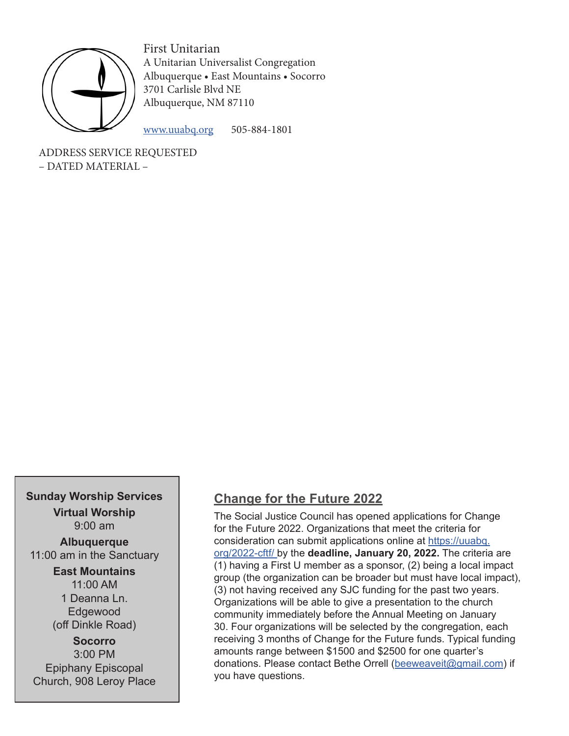First Unitarian
A Unitarian Universalist Congregation
Albuquerque • East Mountains • Socorro
3701 Carlisle Blvd NE
Albuquerque, NM 87110

[www.uuabq.org](http://www.uuabq.org) 505-884-1801

ADDRESS SERVICE REQUESTED
– DATED MATERIAL –

**Sunday Worship Services**

**Virtual Worship**
9:00 am

**Albuquerque**
11:00 am in the Sanctuary

**East Mountains**
11:00 AM
1 Deanna Ln.
Edgewood
(off Dinkle Road)

**Socorro**
3:00 PM
Epiphany Episcopal Church, 908 Leroy Place

## Change for the Future 2022

The Social Justice Council has opened applications for Change for the Future 2022. Organizations that meet the criteria for consideration can submit applications online at [https://uuabq.org/2022-cftf/](https://uuabq.org/2022-cftf/) by the **deadline, January 20, 2022.** The criteria are (1) having a First U member as a sponsor, (2) being a local impact group (the organization can be broader but must have local impact), (3) not having received any SJC funding for the past two years. Organizations will be able to give a presentation to the church community immediately before the Annual Meeting on January 30. Four organizations will be selected by the congregation, each receiving 3 months of Change for the Future funds. Typical funding amounts range between $1500 and $2500 for one quarter's donations. Please contact Bethe Orrell ([beeweaveit@gmail.com](mailto:beeweaveit@gmail.com)) if you have questions.